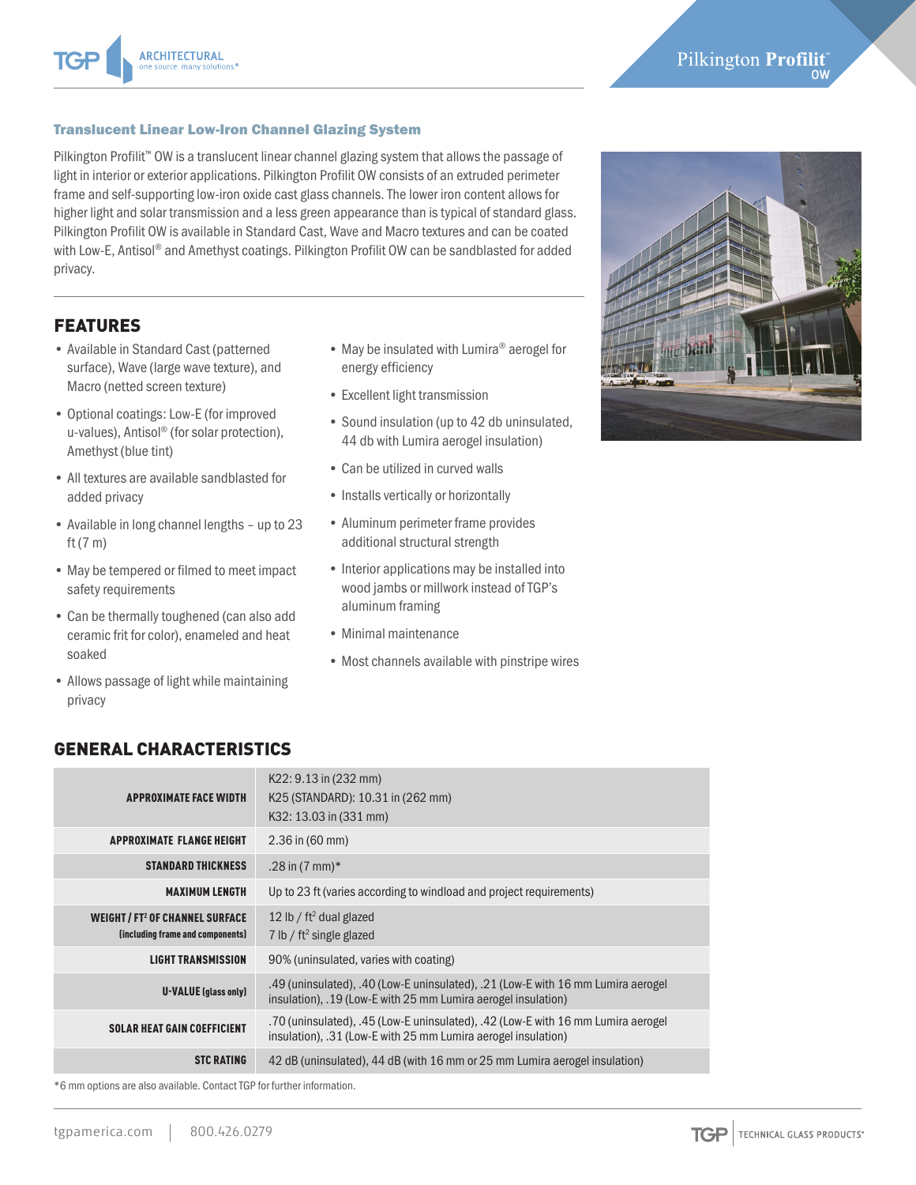## Translucent Linear Low-Iron Channel Glazing System

Pilkington Profilit™ OW is a translucent linear channel glazing system that allows the passage of light in interior or exterior applications. Pilkington Profilit OW consists of an extruded perimeter frame and self-supporting low-iron oxide cast glass channels. The lower iron content allows for higher light and solar transmission and a less green appearance than is typical of standard glass. Pilkington Profilit OW is available in Standard Cast, Wave and Macro textures and can be coated with Low-E, Antisol® and Amethyst coatings. Pilkington Profilit OW can be sandblasted for added privacy.

## FEATURES

- Available in Standard Cast (patterned surface), Wave (large wave texture), and Macro (netted screen texture)
- Optional coatings: Low-E (for improved u-values), Antisol® (for solar protection), Amethyst (blue tint)
- All textures are available sandblasted for added privacy
- Available in long channel lengths – up to 23 ft (7 m)
- May be tempered or filmed to meet impact safety requirements
- Can be thermally toughened (can also add ceramic frit for color), enameled and heat soaked
- Allows passage of light while maintaining privacy
- May be insulated with Lumira® aerogel for energy efficiency
- Excellent light transmission
- Sound insulation (up to 42 db uninsulated, 44 db with Lumira aerogel insulation)
- Can be utilized in curved walls
- Installs vertically or horizontally
- Aluminum perimeter frame provides additional structural strength
- Interior applications may be installed into wood jambs or millwork instead of TGP's aluminum framing
- Minimal maintenance
- Most channels available with pinstripe wires

## GENERAL CHARACTERISTICS

| | |
|---|---|
| **APPROXIMATE FACE WIDTH** | K22: 9.13 in (232 mm)<br>K25 (STANDARD): 10.31 in (262 mm)<br>K32: 13.03 in (331 mm) |
| **APPROXIMATE FLANGE HEIGHT** | 2.36 in (60 mm) |
| **STANDARD THICKNESS** | .28 in (7 mm)* |
| **MAXIMUM LENGTH** | Up to 23 ft (varies according to windload and project requirements) |
| **WEIGHT / FT² OF CHANNEL SURFACE (including frame and components)** | 12 lb / ft² dual glazed<br>7 lb / ft² single glazed |
| **LIGHT TRANSMISSION** | 90% (uninsulated, varies with coating) |
| **U-VALUE (glass only)** | .49 (uninsulated), .40 (Low-E uninsulated), .21 (Low-E with 16 mm Lumira aerogel insulation), .19 (Low-E with 25 mm Lumira aerogel insulation) |
| **SOLAR HEAT GAIN COEFFICIENT** | .70 (uninsulated), .45 (Low-E uninsulated), .42 (Low-E with 16 mm Lumira aerogel insulation), .31 (Low-E with 25 mm Lumira aerogel insulation) |
| **STC RATING** | 42 dB (uninsulated), 44 dB (with 16 mm or 25 mm Lumira aerogel insulation) |

*6 mm options are also available. Contact TGP for further information.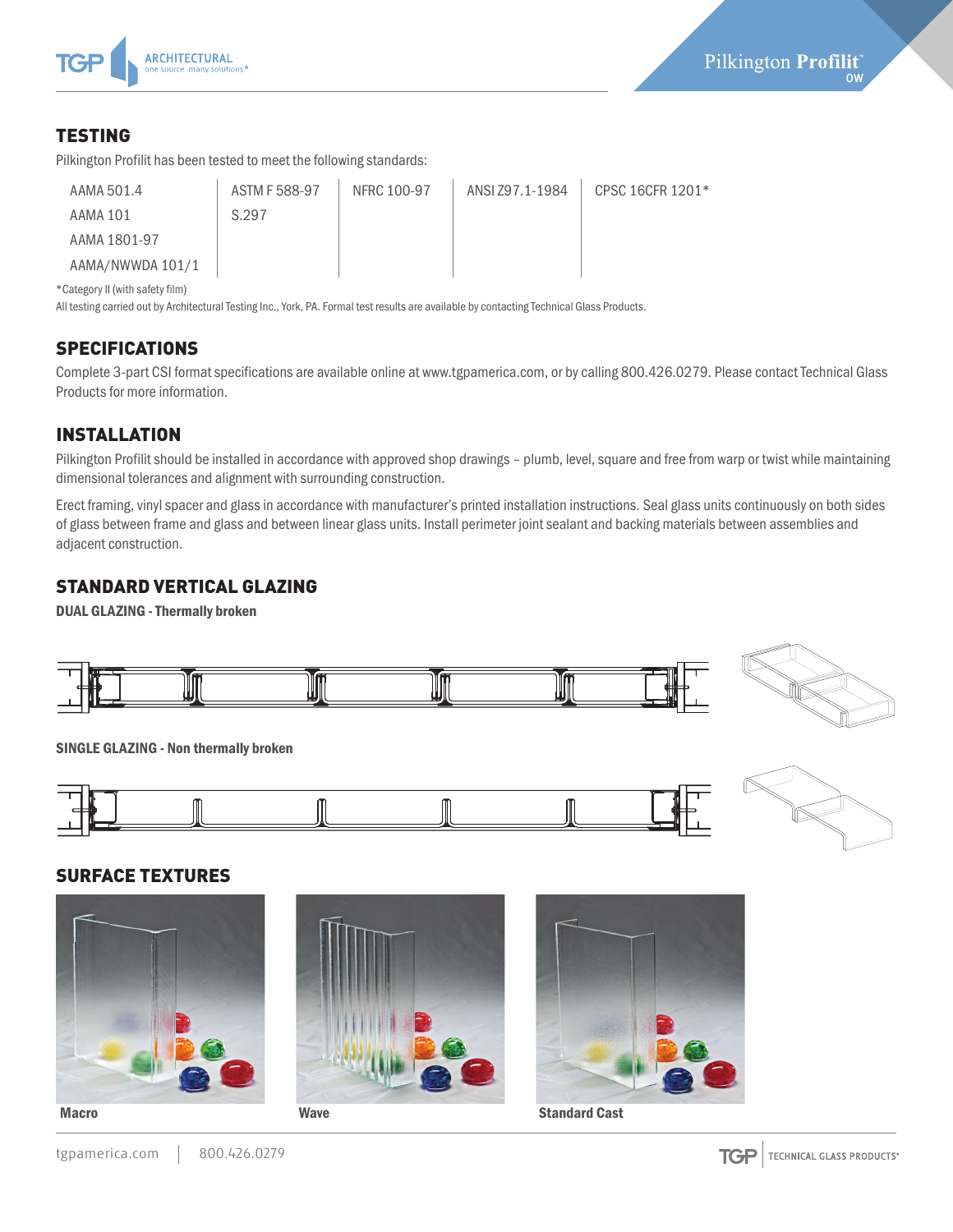## TESTING

Pilkington Profilit has been tested to meet the following standards:

| AAMA 501.4 | ASTM F 588-97 | NFRC 100-97 | ANSI Z97.1-1984 | CPSC 16CFR 1201* |
|---|---|---|---|---|
| AAMA 101 | S.297 | | | |
| AAMA 1801-97 | | | | |
| AAMA/NWWDA 101/1 | | | | |

*Category II (with safety film)

All testing carried out by Architectural Testing Inc., York, PA. Formal test results are available by contacting Technical Glass Products.

## SPECIFICATIONS

Complete 3-part CSI format specifications are available online at www.tgpamerica.com, or by calling 800.426.0279. Please contact Technical Glass Products for more information.

## INSTALLATION

Pilkington Profilit should be installed in accordance with approved shop drawings – plumb, level, square and free from warp or twist while maintaining dimensional tolerances and alignment with surrounding construction.

Erect framing, vinyl spacer and glass in accordance with manufacturer's printed installation instructions. Seal glass units continuously on both sides of glass between frame and glass and between linear glass units. Install perimeter joint sealant and backing materials between assemblies and adjacent construction.

## STANDARD VERTICAL GLAZING

**DUAL GLAZING - Thermally broken**

**SINGLE GLAZING - Non thermally broken**

## SURFACE TEXTURES

**Macro**

**Wave**

**Standard Cast**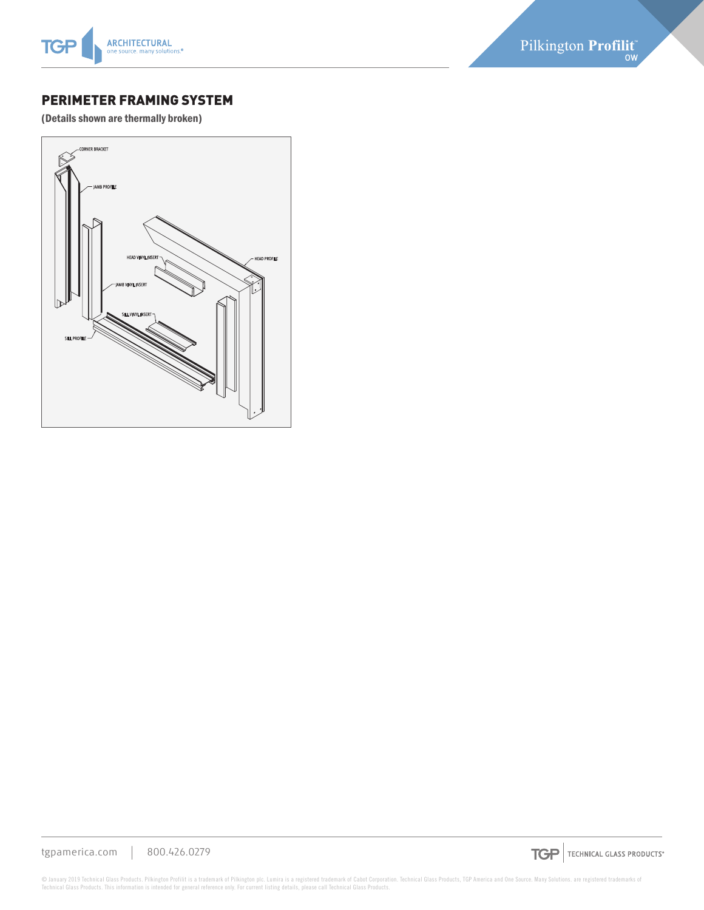## PERIMETER FRAMING SYSTEM

**(Details shown are thermally broken)**

CORNER BRACKET

JAMB PROFILE

HEAD VINYL INSERT

HEAD PROFILE

JAMB VINYL INSERT

SILL VINYL INSERT

SILL PROFILE

© January 2019 Technical Glass Products. Pilkington Profilit is a trademark of Pilkington plc. Lumira is a registered trademark of Cabot Corporation. Technical Glass Products, TGP America and One Source. Many Solutions. are registered trademarks of Technical Glass Products. This information is intended for general reference only. For current listing details, please call Technical Glass Products.